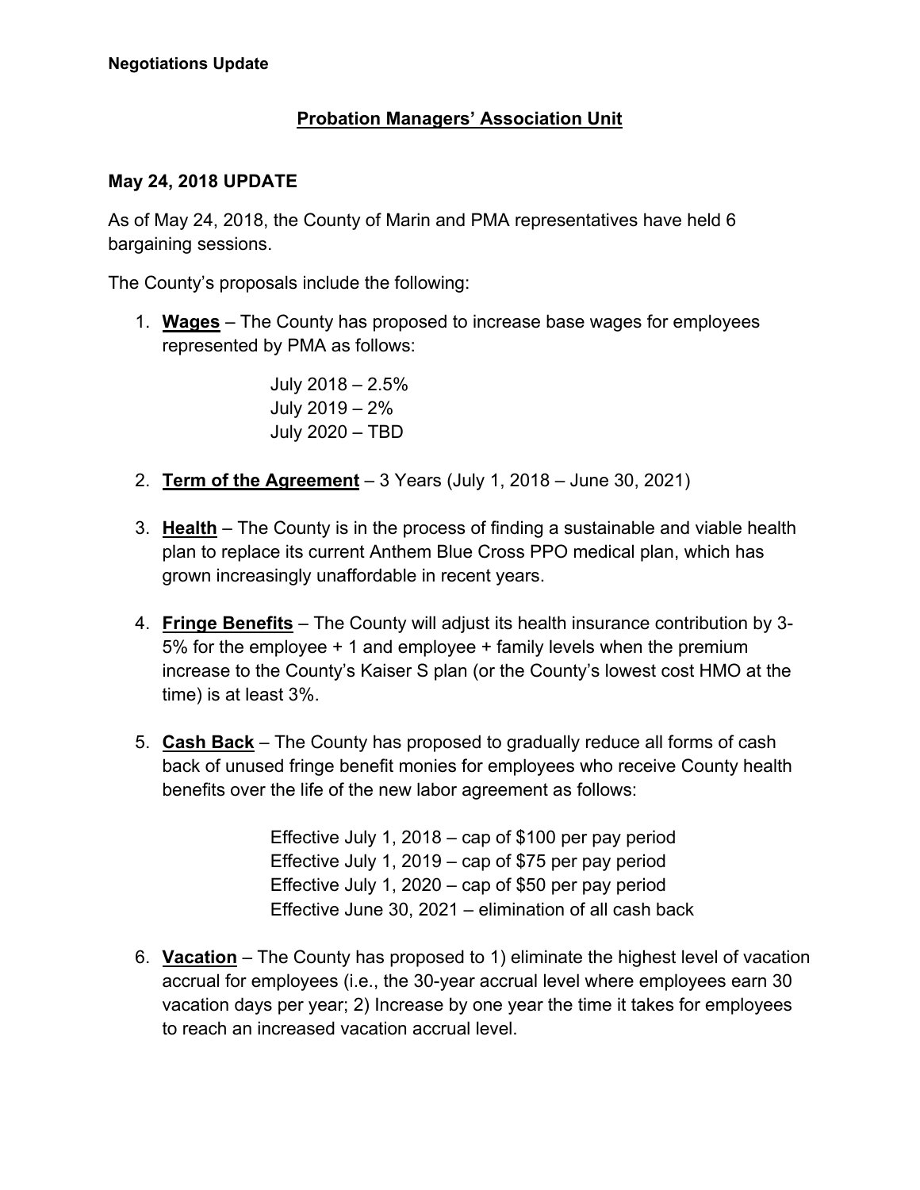**Negotiations Update**

## Probation Managers' Association Unit

### May 24, 2018 UPDATE

As of May 24, 2018, the County of Marin and PMA representatives have held 6 bargaining sessions.

The County's proposals include the following:

1. **Wages** – The County has proposed to increase base wages for employees represented by PMA as follows:

   July 2018 – 2.5%
   July 2019 – 2%
   July 2020 – TBD

2. **Term of the Agreement** – 3 Years (July 1, 2018 – June 30, 2021)

3. **Health** – The County is in the process of finding a sustainable and viable health plan to replace its current Anthem Blue Cross PPO medical plan, which has grown increasingly unaffordable in recent years.

4. **Fringe Benefits** – The County will adjust its health insurance contribution by 3-5% for the employee + 1 and employee + family levels when the premium increase to the County's Kaiser S plan (or the County's lowest cost HMO at the time) is at least 3%.

5. **Cash Back** – The County has proposed to gradually reduce all forms of cash back of unused fringe benefit monies for employees who receive County health benefits over the life of the new labor agreement as follows:

   Effective July 1, 2018 – cap of $100 per pay period
   Effective July 1, 2019 – cap of $75 per pay period
   Effective July 1, 2020 – cap of $50 per pay period
   Effective June 30, 2021 – elimination of all cash back

6. **Vacation** – The County has proposed to 1) eliminate the highest level of vacation accrual for employees (i.e., the 30-year accrual level where employees earn 30 vacation days per year; 2) Increase by one year the time it takes for employees to reach an increased vacation accrual level.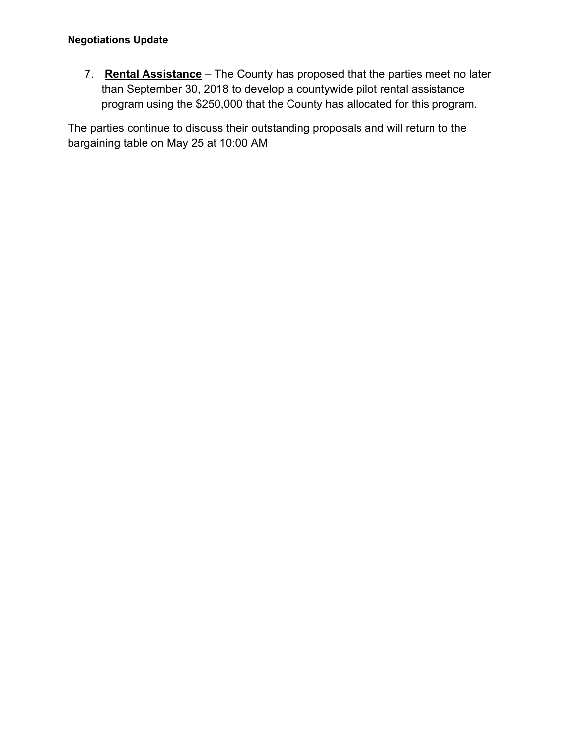**Negotiations Update**

7. **Rental Assistance** – The County has proposed that the parties meet no later than September 30, 2018 to develop a countywide pilot rental assistance program using the $250,000 that the County has allocated for this program.

The parties continue to discuss their outstanding proposals and will return to the bargaining table on May 25 at 10:00 AM